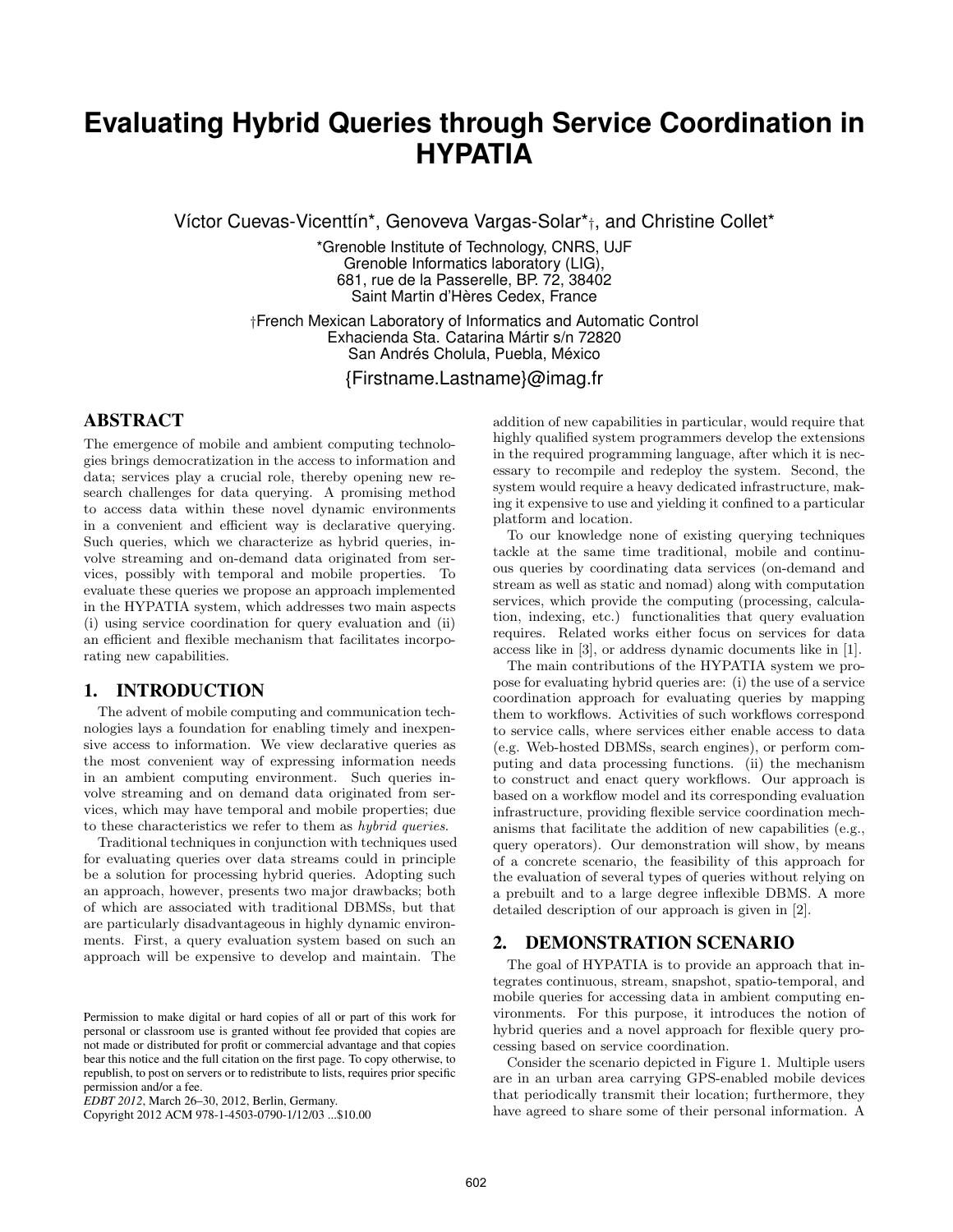# Evaluating Hybrid Queries through Service Coordination in HYPATIA

Víctor Cuevas-Vicenttín*, Genoveva Vargas-Solar*†, and Christine Collet*

*Grenoble Institute of Technology, CNRS, UJF
Grenoble Informatics laboratory (LIG),
681, rue de la Passerelle, BP. 72, 38402
Saint Martin d'Hères Cedex, France

†French Mexican Laboratory of Informatics and Automatic Control
Exhacienda Sta. Catarina Mártir s/n 72820
San Andrés Cholula, Puebla, México

{Firstname.Lastname}@imag.fr

## ABSTRACT

The emergence of mobile and ambient computing technologies brings democratization in the access to information and data; services play a crucial role, thereby opening new research challenges for data querying. A promising method to access data within these novel dynamic environments in a convenient and efficient way is declarative querying. Such queries, which we characterize as hybrid queries, involve streaming and on-demand data originated from services, possibly with temporal and mobile properties. To evaluate these queries we propose an approach implemented in the HYPATIA system, which addresses two main aspects (i) using service coordination for query evaluation and (ii) an efficient and flexible mechanism that facilitates incorporating new capabilities.

## 1. INTRODUCTION

The advent of mobile computing and communication technologies lays a foundation for enabling timely and inexpensive access to information. We view declarative queries as the most convenient way of expressing information needs in an ambient computing environment. Such queries involve streaming and on demand data originated from services, which may have temporal and mobile properties; due to these characteristics we refer to them as *hybrid queries*.

Traditional techniques in conjunction with techniques used for evaluating queries over data streams could in principle be a solution for processing hybrid queries. Adopting such an approach, however, presents two major drawbacks; both of which are associated with traditional DBMSs, but that are particularly disadvantageous in highly dynamic environments. First, a query evaluation system based on such an approach will be expensive to develop and maintain. The addition of new capabilities in particular, would require that highly qualified system programmers develop the extensions in the required programming language, after which it is necessary to recompile and redeploy the system. Second, the system would require a heavy dedicated infrastructure, making it expensive to use and yielding it confined to a particular platform and location.

To our knowledge none of existing querying techniques tackle at the same time traditional, mobile and continuous queries by coordinating data services (on-demand and stream as well as static and nomad) along with computation services, which provide the computing (processing, calculation, indexing, etc.) functionalities that query evaluation requires. Related works either focus on services for data access like in [3], or address dynamic documents like in [1].

The main contributions of the HYPATIA system we propose for evaluating hybrid queries are: (i) the use of a service coordination approach for evaluating queries by mapping them to workflows. Activities of such workflows correspond to service calls, where services either enable access to data (e.g. Web-hosted DBMSs, search engines), or perform computing and data processing functions. (ii) the mechanism to construct and enact query workflows. Our approach is based on a workflow model and its corresponding evaluation infrastructure, providing flexible service coordination mechanisms that facilitate the addition of new capabilities (e.g., query operators). Our demonstration will show, by means of a concrete scenario, the feasibility of this approach for the evaluation of several types of queries without relying on a prebuilt and to a large degree inflexible DBMS. A more detailed description of our approach is given in [2].

## 2. DEMONSTRATION SCENARIO

The goal of HYPATIA is to provide an approach that integrates continuous, stream, snapshot, spatio-temporal, and mobile queries for accessing data in ambient computing environments. For this purpose, it introduces the notion of hybrid queries and a novel approach for flexible query processing based on service coordination.

Consider the scenario depicted in Figure 1. Multiple users are in an urban area carrying GPS-enabled mobile devices that periodically transmit their location; furthermore, they have agreed to share some of their personal information. A

Permission to make digital or hard copies of all or part of this work for personal or classroom use is granted without fee provided that copies are not made or distributed for profit or commercial advantage and that copies bear this notice and the full citation on the first page. To copy otherwise, to republish, to post on servers or to redistribute to lists, requires prior specific permission and/or a fee.
*EDBT 2012*, March 26–30, 2012, Berlin, Germany.
Copyright 2012 ACM 978-1-4503-0790-1/12/03 ...$10.00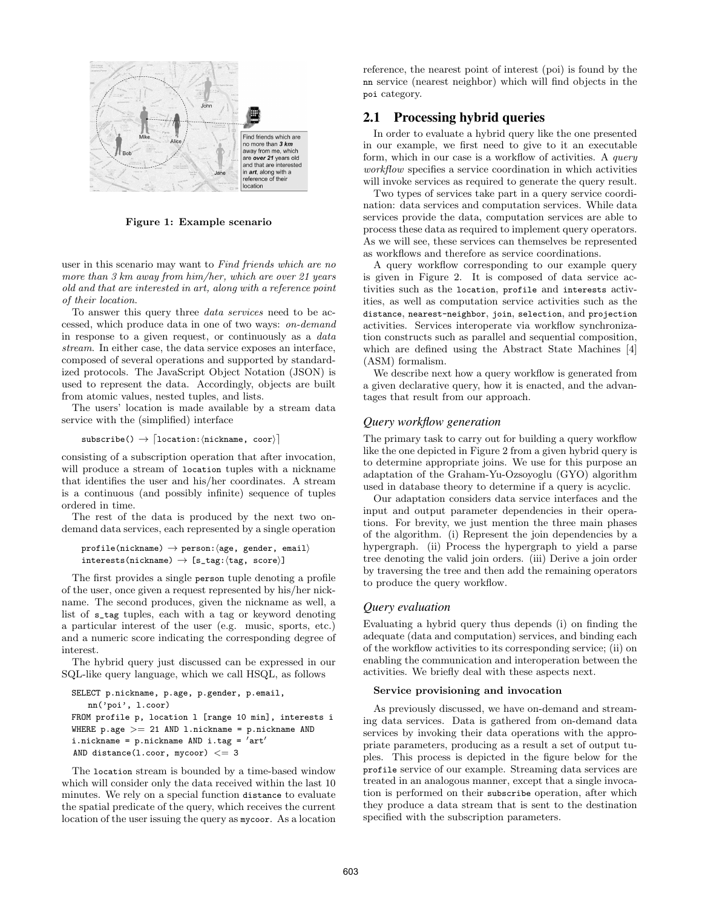Find friends which are no more than **3 km** away from me, which are ***over 21*** years old and that are interested in ***art***, along with a reference of their location

John

Mike

Alice

Bob

Jane

**Figure 1: Example scenario**

user in this scenario may want to *Find friends which are no more than 3 km away from him/her, which are over 21 years old and that are interested in art, along with a reference point of their location.*

To answer this query three *data services* need to be accessed, which produce data in one of two ways: *on-demand* in response to a given request, or continuously as a *data stream*. In either case, the data service exposes an interface, composed of several operations and supported by standardized protocols. The JavaScript Object Notation (JSON) is used to represent the data. Accordingly, objects are built from atomic values, nested tuples, and lists.

The users' location is made available by a stream data service with the (simplified) interface

```
subscribe() → ⌈location:⟨nickname, coor⟩⌉
```

consisting of a subscription operation that after invocation, will produce a stream of `location` tuples with a nickname that identifies the user and his/her coordinates. A stream is a continuous (and possibly infinite) sequence of tuples ordered in time.

The rest of the data is produced by the next two on-demand data services, each represented by a single operation

```
profile(nickname) → person:⟨age, gender, email⟩
interests(nickname) → [s_tag:⟨tag, score⟩]
```

The first provides a single `person` tuple denoting a profile of the user, once given a request represented by his/her nickname. The second produces, given the nickname as well, a list of `s_tag` tuples, each with a tag or keyword denoting a particular interest of the user (e.g. music, sports, etc.) and a numeric score indicating the corresponding degree of interest.

The hybrid query just discussed can be expressed in our SQL-like query language, which we call HSQL, as follows

```
SELECT p.nickname, p.age, p.gender, p.email,
   nn('poi', l.coor)
FROM profile p, location l [range 10 min], interests i
WHERE p.age >= 21 AND l.nickname = p.nickname AND
i.nickname = p.nickname AND i.tag = 'art'
AND distance(l.coor, mycoor) <= 3
```

The `location` stream is bounded by a time-based window which will consider only the data received within the last 10 minutes. We rely on a special function `distance` to evaluate the spatial predicate of the query, which receives the current location of the user issuing the query as `mycoor`. As a location reference, the nearest point of interest (poi) is found by the `nn` service (nearest neighbor) which will find objects in the `poi` category.

## 2.1 Processing hybrid queries

In order to evaluate a hybrid query like the one presented in our example, we first need to give to it an executable form, which in our case is a workflow of activities. A *query workflow* specifies a service coordination in which activities will invoke services as required to generate the query result.

Two types of services take part in a query service coordination: data services and computation services. While data services provide the data, computation services are able to process these data as required to implement query operators. As we will see, these services can themselves be represented as workflows and therefore as service coordinations.

A query workflow corresponding to our example query is given in Figure 2. It is composed of data service activities such as the `location`, `profile` and `interests` activities, as well as computation service activities such as the `distance`, `nearest-neighbor`, `join`, `selection`, and `projection` activities. Services interoperate via workflow synchronization constructs such as parallel and sequential composition, which are defined using the Abstract State Machines [4] (ASM) formalism.

We describe next how a query workflow is generated from a given declarative query, how it is enacted, and the advantages that result from our approach.

### *Query workflow generation*

The primary task to carry out for building a query workflow like the one depicted in Figure 2 from a given hybrid query is to determine appropriate joins. We use for this purpose an adaptation of the Graham-Yu-Ozsoyoglu (GYO) algorithm used in database theory to determine if a query is acyclic.

Our adaptation considers data service interfaces and the input and output parameter dependencies in their operations. For brevity, we just mention the three main phases of the algorithm. (i) Represent the join dependencies by a hypergraph. (ii) Process the hypergraph to yield a parse tree denoting the valid join orders. (iii) Derive a join order by traversing the tree and then add the remaining operators to produce the query workflow.

### *Query evaluation*

Evaluating a hybrid query thus depends (i) on finding the adequate (data and computation) services, and binding each of the workflow activities to its corresponding service; (ii) on enabling the communication and interoperation between the activities. We briefly deal with these aspects next.

#### Service provisioning and invocation

As previously discussed, we have on-demand and streaming data services. Data is gathered from on-demand data services by invoking their data operations with the appropriate parameters, producing as a result a set of output tuples. This process is depicted in the figure below for the `profile` service of our example. Streaming data services are treated in an analogous manner, except that a single invocation is performed on their `subscribe` operation, after which they produce a data stream that is sent to the destination specified with the subscription parameters.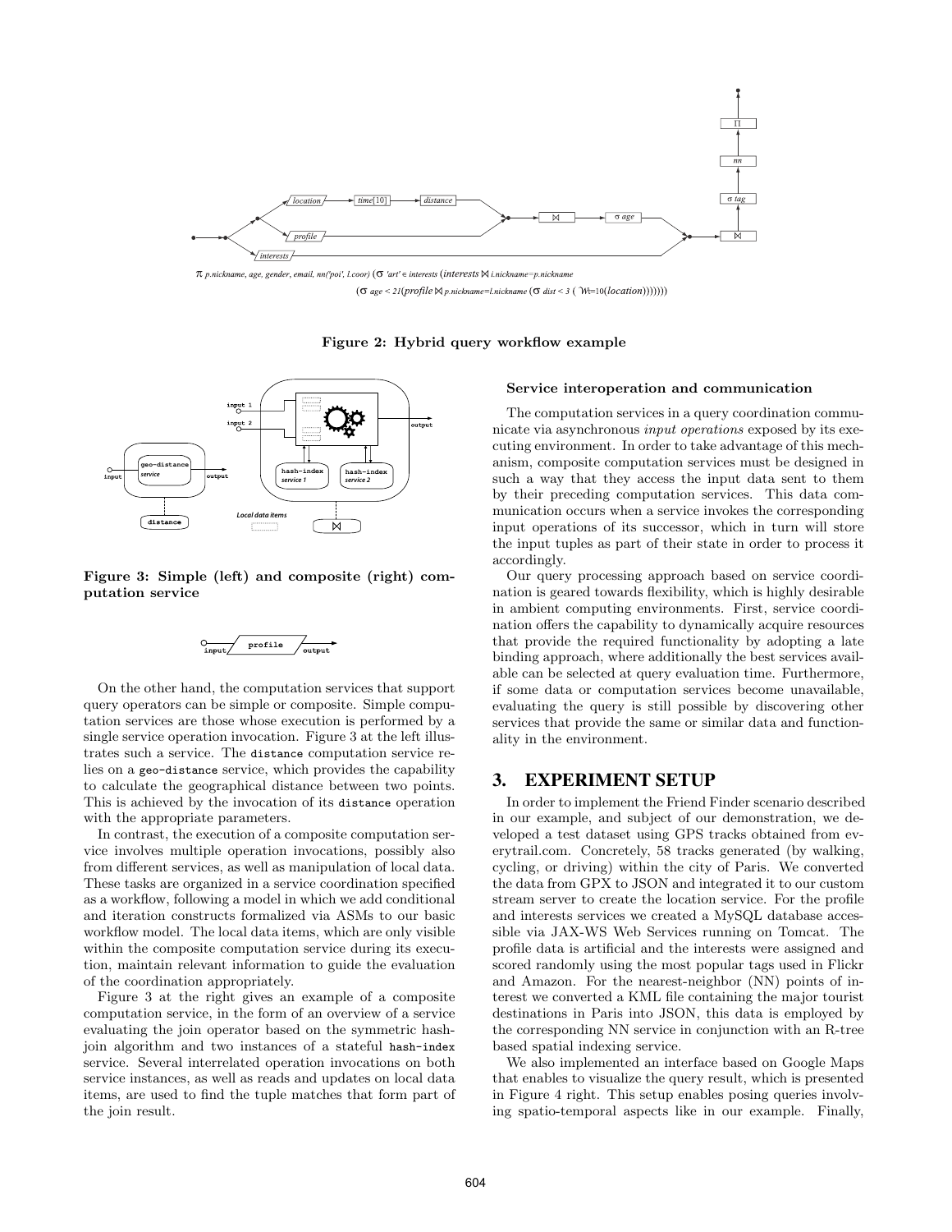location | time[10] | distance | ⋈ | σ age | profile | interests | ⋈ | σ tag | nn | Π

$\pi$ p.nickname, age, gender, email, nn('poi', l.coor) ($\sigma$ 'art' $\in$ interests (interests $\bowtie$ i.nickname=p.nickname

($\sigma$ age < 21(profile $\bowtie$ p.nickname=l.nickname ($\sigma$ dist < 3 ($\mathcal{W}$t=10(location)))))))

**Figure 2: Hybrid query workflow example**

input 1 | input 2 | output | geo-distance service | input | output | hash-index service 1 | hash-index service 2 | distance | Local data items | ⋈

**Figure 3: Simple (left) and composite (right) computation service**

input | profile | output

On the other hand, the computation services that support query operators can be simple or composite. Simple computation services are those whose execution is performed by a single service operation invocation. Figure 3 at the left illustrates such a service. The `distance` computation service relies on a `geo-distance` service, which provides the capability to calculate the geographical distance between two points. This is achieved by the invocation of its `distance` operation with the appropriate parameters.

In contrast, the execution of a composite computation service involves multiple operation invocations, possibly also from different services, as well as manipulation of local data. These tasks are organized in a service coordination specified as a workflow, following a model in which we add conditional and iteration constructs formalized via ASMs to our basic workflow model. The local data items, which are only visible within the composite computation service during its execution, maintain relevant information to guide the evaluation of the coordination appropriately.

Figure 3 at the right gives an example of a composite computation service, in the form of an overview of a service evaluating the join operator based on the symmetric hash-join algorithm and two instances of a stateful `hash-index` service. Several interrelated operation invocations on both service instances, as well as reads and updates on local data items, are used to find the tuple matches that form part of the join result.

**Service interoperation and communication**

The computation services in a query coordination communicate via asynchronous *input operations* exposed by its executing environment. In order to take advantage of this mechanism, composite computation services must be designed in such a way that they access the input data sent to them by their preceding computation services. This data communication occurs when a service invokes the corresponding input operations of its successor, which in turn will store the input tuples as part of their state in order to process it accordingly.

Our query processing approach based on service coordination is geared towards flexibility, which is highly desirable in ambient computing environments. First, service coordination offers the capability to dynamically acquire resources that provide the required functionality by adopting a late binding approach, where additionally the best services available can be selected at query evaluation time. Furthermore, if some data or computation services become unavailable, evaluating the query is still possible by discovering other services that provide the same or similar data and functionality in the environment.

## 3. EXPERIMENT SETUP

In order to implement the Friend Finder scenario described in our example, and subject of our demonstration, we developed a test dataset using GPS tracks obtained from everytrail.com. Concretely, 58 tracks generated (by walking, cycling, or driving) within the city of Paris. We converted the data from GPX to JSON and integrated it to our custom stream server to create the location service. For the profile and interests services we created a MySQL database accessible via JAX-WS Web Services running on Tomcat. The profile data is artificial and the interests were assigned and scored randomly using the most popular tags used in Flickr and Amazon. For the nearest-neighbor (NN) points of interest we converted a KML file containing the major tourist destinations in Paris into JSON, this data is employed by the corresponding NN service in conjunction with an R-tree based spatial indexing service.

We also implemented an interface based on Google Maps that enables to visualize the query result, which is presented in Figure 4 right. This setup enables posing queries involving spatio-temporal aspects like in our example. Finally,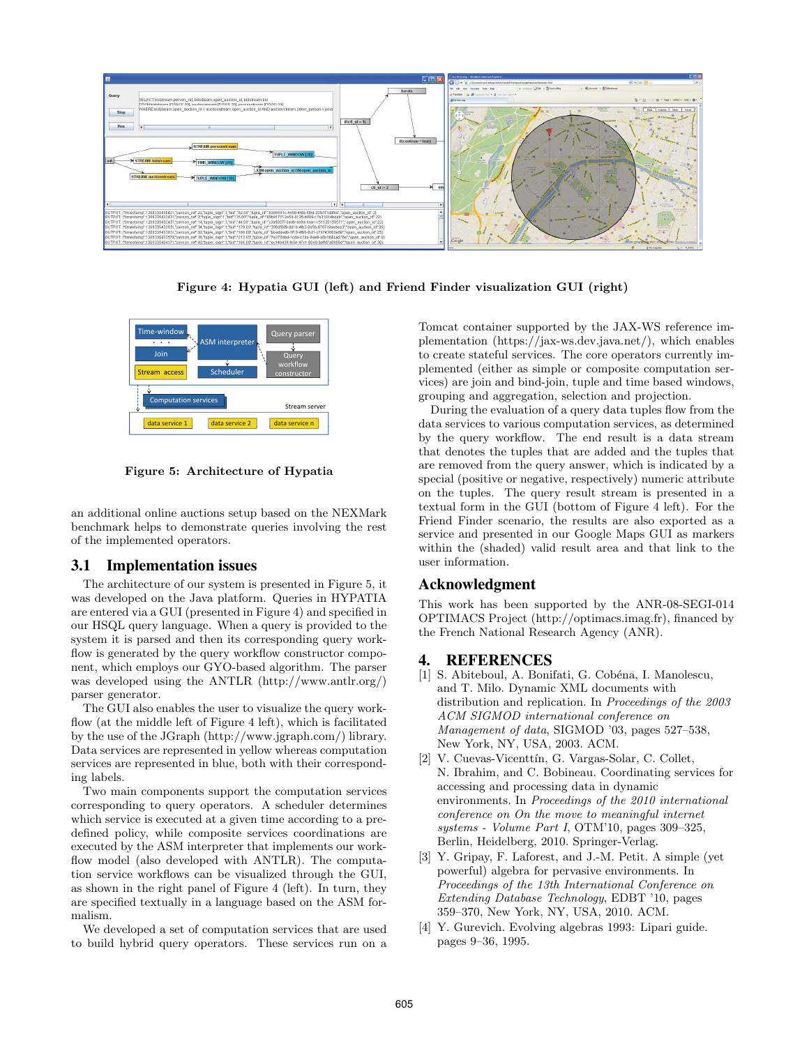Figure 4: Hypatia GUI (left) and Friend Finder visualization GUI (right)

Figure 5: Architecture of Hypatia

an additional online auctions setup based on the NEXMark benchmark helps to demonstrate queries involving the rest of the implemented operators.

## 3.1 Implementation issues

The architecture of our system is presented in Figure 5, it was developed on the Java platform. Queries in HYPATIA are entered via a GUI (presented in Figure 4) and specified in our HSQL query language. When a query is provided to the system it is parsed and then its corresponding query workflow is generated by the query workflow constructor component, which employs our GYO-based algorithm. The parser was developed using the ANTLR (http://www.antlr.org/) parser generator.

The GUI also enables the user to visualize the query workflow (at the middle left of Figure 4 left), which is facilitated by the use of the JGraph (http://www.jgraph.com/) library. Data services are represented in yellow whereas computation services are represented in blue, both with their corresponding labels.

Two main components support the computation services corresponding to query operators. A scheduler determines which service is executed at a given time according to a predefined policy, while composite services coordinations are executed by the ASM interpreter that implements our workflow model (also developed with ANTLR). The computation service workflows can be visualized through the GUI, as shown in the right panel of Figure 4 (left). In turn, they are specified textually in a language based on the ASM formalism.

We developed a set of computation services that are used to build hybrid query operators. These services run on a Tomcat container supported by the JAX-WS reference implementation (https://jax-ws.dev.java.net/), which enables to create stateful services. The core operators currently implemented (either as simple or composite computation services) are join and bind-join, tuple and time based windows, grouping and aggregation, selection and projection.

During the evaluation of a query data tuples flow from the data services to various computation services, as determined by the query workflow. The end result is a data stream that denotes the tuples that are added and the tuples that are removed from the query answer, which is indicated by a special (positive or negative, respectively) numeric attribute on the tuples. The query result stream is presented in a textual form in the GUI (bottom of Figure 4 left). For the Friend Finder scenario, the results are also exported as a service and presented in our Google Maps GUI as markers within the (shaded) valid result area and that link to the user information.

## Acknowledgment

This work has been supported by the ANR-08-SEGI-014 OPTIMACS Project (http://optimacs.imag.fr), financed by the French National Research Agency (ANR).

# 4. REFERENCES

[1] S. Abiteboul, A. Bonifati, G. Cobéna, I. Manolescu, and T. Milo. Dynamic XML documents with distribution and replication. In *Proceedings of the 2003 ACM SIGMOD international conference on Management of data*, SIGMOD '03, pages 527–538, New York, NY, USA, 2003. ACM.

[2] V. Cuevas-Vicenttín, G. Vargas-Solar, C. Collet, N. Ibrahim, and C. Bobineau. Coordinating services for accessing and processing data in dynamic environments. In *Proceedings of the 2010 international conference on On the move to meaningful internet systems - Volume Part I*, OTM'10, pages 309–325, Berlin, Heidelberg, 2010. Springer-Verlag.

[3] Y. Gripay, F. Laforest, and J.-M. Petit. A simple (yet powerful) algebra for pervasive environments. In *Proceedings of the 13th International Conference on Extending Database Technology*, EDBT '10, pages 359–370, New York, NY, USA, 2010. ACM.

[4] Y. Gurevich. Evolving algebras 1993: Lipari guide. pages 9–36, 1995.